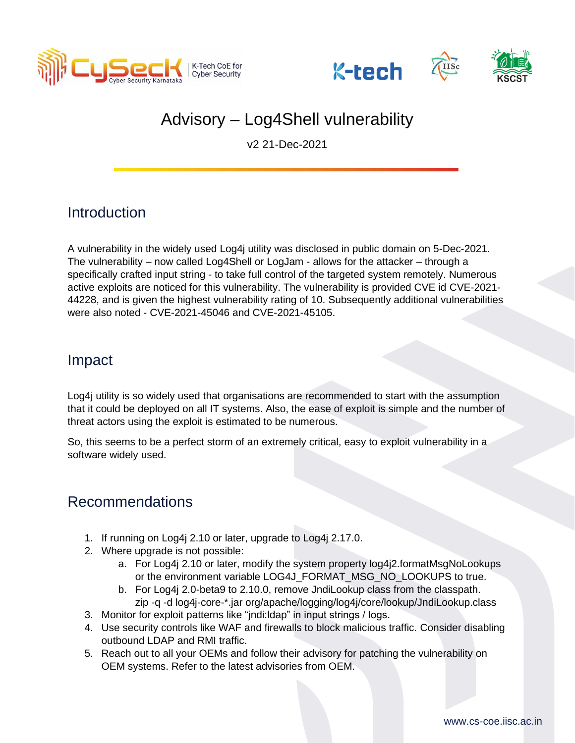# Advisory – Log4Shell vulnerability

v2 21-Dec-2021

## Introduction

A vulnerability in the widely used Log4j utility was disclosed in public domain on 5-Dec-2021. The vulnerability – now called Log4Shell or LogJam - allows for the attacker – through a specifically crafted input string - to take full control of the targeted system remotely. Numerous active exploits are noticed for this vulnerability. The vulnerability is provided CVE id CVE-2021-44228, and is given the highest vulnerability rating of 10. Subsequently additional vulnerabilities were also noted - CVE-2021-45046 and CVE-2021-45105.

## Impact

Log4j utility is so widely used that organisations are recommended to start with the assumption that it could be deployed on all IT systems. Also, the ease of exploit is simple and the number of threat actors using the exploit is estimated to be numerous.

So, this seems to be a perfect storm of an extremely critical, easy to exploit vulnerability in a software widely used.

## Recommendations

1. If running on Log4j 2.10 or later, upgrade to Log4j 2.17.0.
2. Where upgrade is not possible:
   a. For Log4j 2.10 or later, modify the system property log4j2.formatMsgNoLookups or the environment variable LOG4J_FORMAT_MSG_NO_LOOKUPS to true.
   b. For Log4j 2.0-beta9 to 2.10.0, remove JndiLookup class from the classpath.
      zip -q -d log4j-core-*.jar org/apache/logging/log4j/core/lookup/JndiLookup.class
3. Monitor for exploit patterns like "jndi:ldap" in input strings / logs.
4. Use security controls like WAF and firewalls to block malicious traffic. Consider disabling outbound LDAP and RMI traffic.
5. Reach out to all your OEMs and follow their advisory for patching the vulnerability on OEM systems. Refer to the latest advisories from OEM.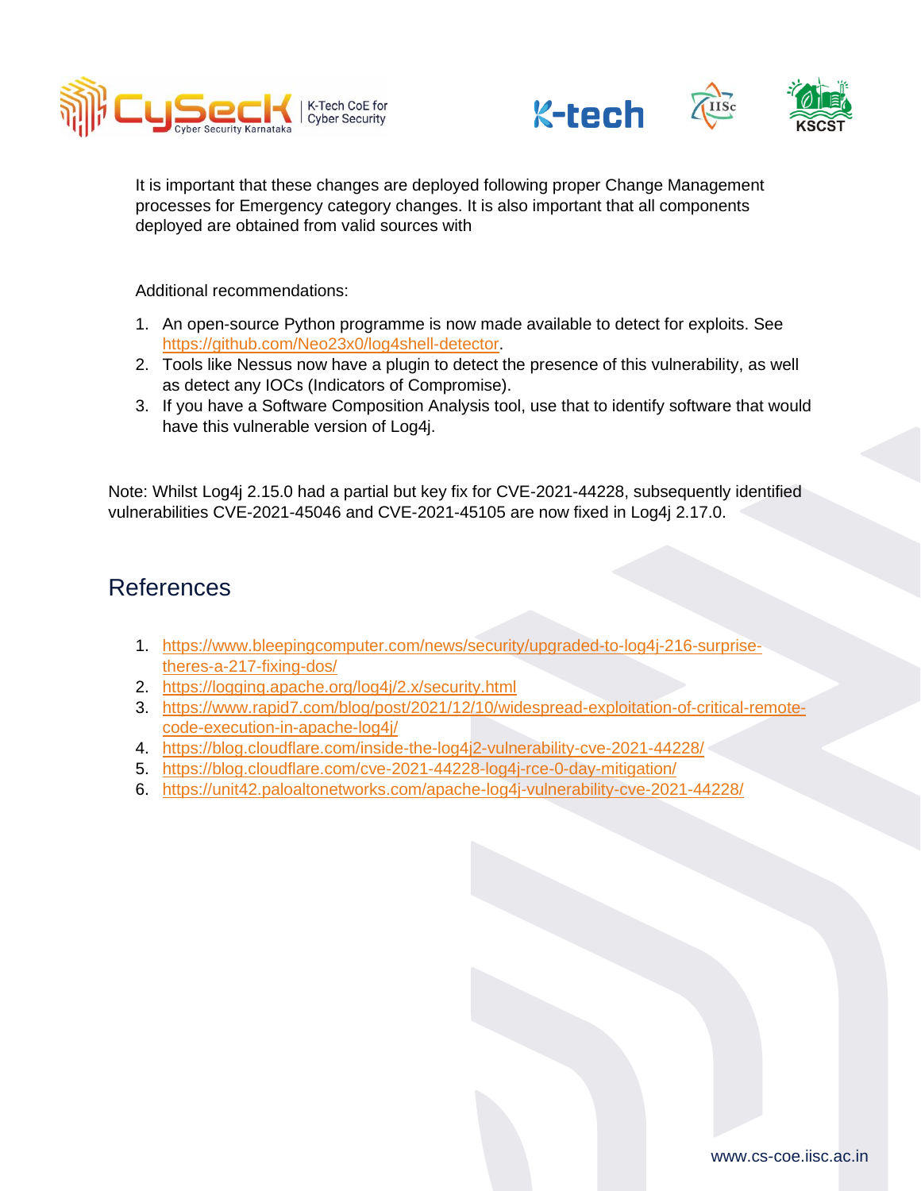It is important that these changes are deployed following proper Change Management processes for Emergency category changes. It is also important that all components deployed are obtained from valid sources with

Additional recommendations:

1. An open-source Python programme is now made available to detect for exploits. See https://github.com/Neo23x0/log4shell-detector.
2. Tools like Nessus now have a plugin to detect the presence of this vulnerability, as well as detect any IOCs (Indicators of Compromise).
3. If you have a Software Composition Analysis tool, use that to identify software that would have this vulnerable version of Log4j.

Note: Whilst Log4j 2.15.0 had a partial but key fix for CVE-2021-44228, subsequently identified vulnerabilities CVE-2021-45046 and CVE-2021-45105 are now fixed in Log4j 2.17.0.

## References

1. https://www.bleepingcomputer.com/news/security/upgraded-to-log4j-216-surprise-theres-a-217-fixing-dos/
2. https://logging.apache.org/log4j/2.x/security.html
3. https://www.rapid7.com/blog/post/2021/12/10/widespread-exploitation-of-critical-remote-code-execution-in-apache-log4j/
4. https://blog.cloudflare.com/inside-the-log4j2-vulnerability-cve-2021-44228/
5. https://blog.cloudflare.com/cve-2021-44228-log4j-rce-0-day-mitigation/
6. https://unit42.paloaltonetworks.com/apache-log4j-vulnerability-cve-2021-44228/